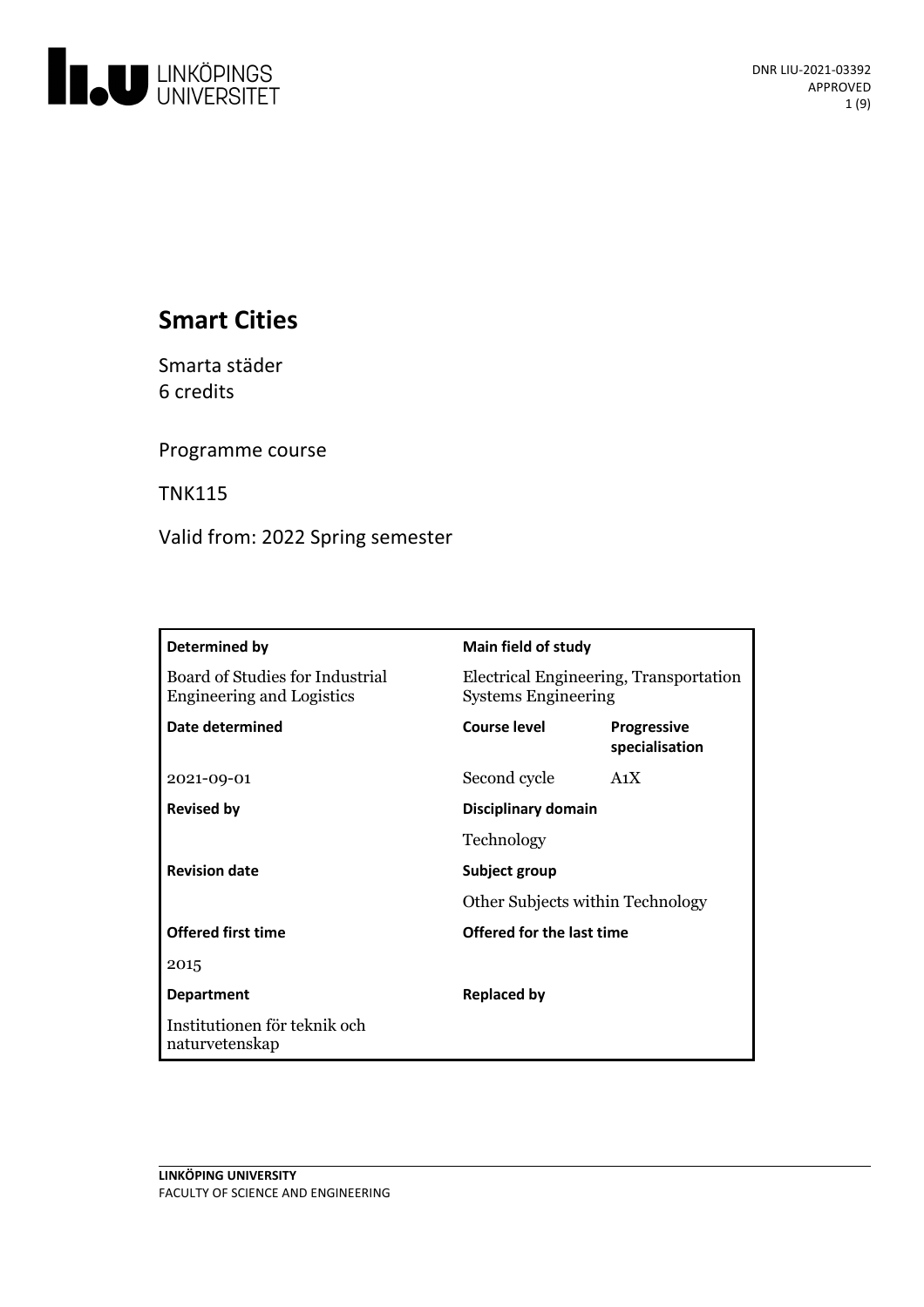# Smart Cities

Smarta städer
6 credits

Programme course

TNK115

Valid from: 2022 Spring semester

| Determined by | Main field of study | |
|---|---|---|
| Board of Studies for Industrial Engineering and Logistics | Electrical Engineering, Transportation Systems Engineering | |
| **Date determined** | **Course level** | **Progressive specialisation** |
| 2021-09-01 | Second cycle | A1X |
| **Revised by** | **Disciplinary domain** | |
| | Technology | |
| **Revision date** | **Subject group** | |
| | Other Subjects within Technology | |
| **Offered first time** | **Offered for the last time** | |
| 2015 | | |
| **Department** | **Replaced by** | |
| Institutionen för teknik och naturvetenskap | | |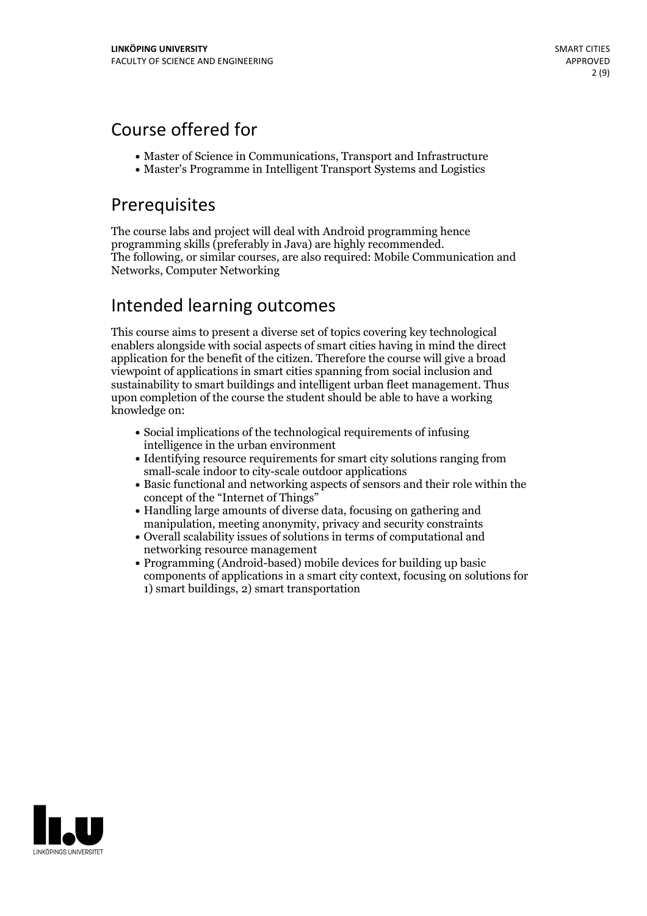## Course offered for

- Master of Science in Communications, Transport and Infrastructure
- Master's Programme in Intelligent Transport Systems and Logistics

## Prerequisites

The course labs and project will deal with Android programming hence programming skills (preferably in Java) are highly recommended.
The following, or similar courses, are also required: Mobile Communication and Networks, Computer Networking

## Intended learning outcomes

This course aims to present a diverse set of topics covering key technological enablers alongside with social aspects of smart cities having in mind the direct application for the benefit of the citizen. Therefore the course will give a broad viewpoint of applications in smart cities spanning from social inclusion and sustainability to smart buildings and intelligent urban fleet management. Thus upon completion of the course the student should be able to have a working knowledge on:

- Social implications of the technological requirements of infusing intelligence in the urban environment
- Identifying resource requirements for smart city solutions ranging from small-scale indoor to city-scale outdoor applications
- Basic functional and networking aspects of sensors and their role within the concept of the "Internet of Things"
- Handling large amounts of diverse data, focusing on gathering and manipulation, meeting anonymity, privacy and security constraints
- Overall scalability issues of solutions in terms of computational and networking resource management
- Programming (Android-based) mobile devices for building up basic components of applications in a smart city context, focusing on solutions for 1) smart buildings, 2) smart transportation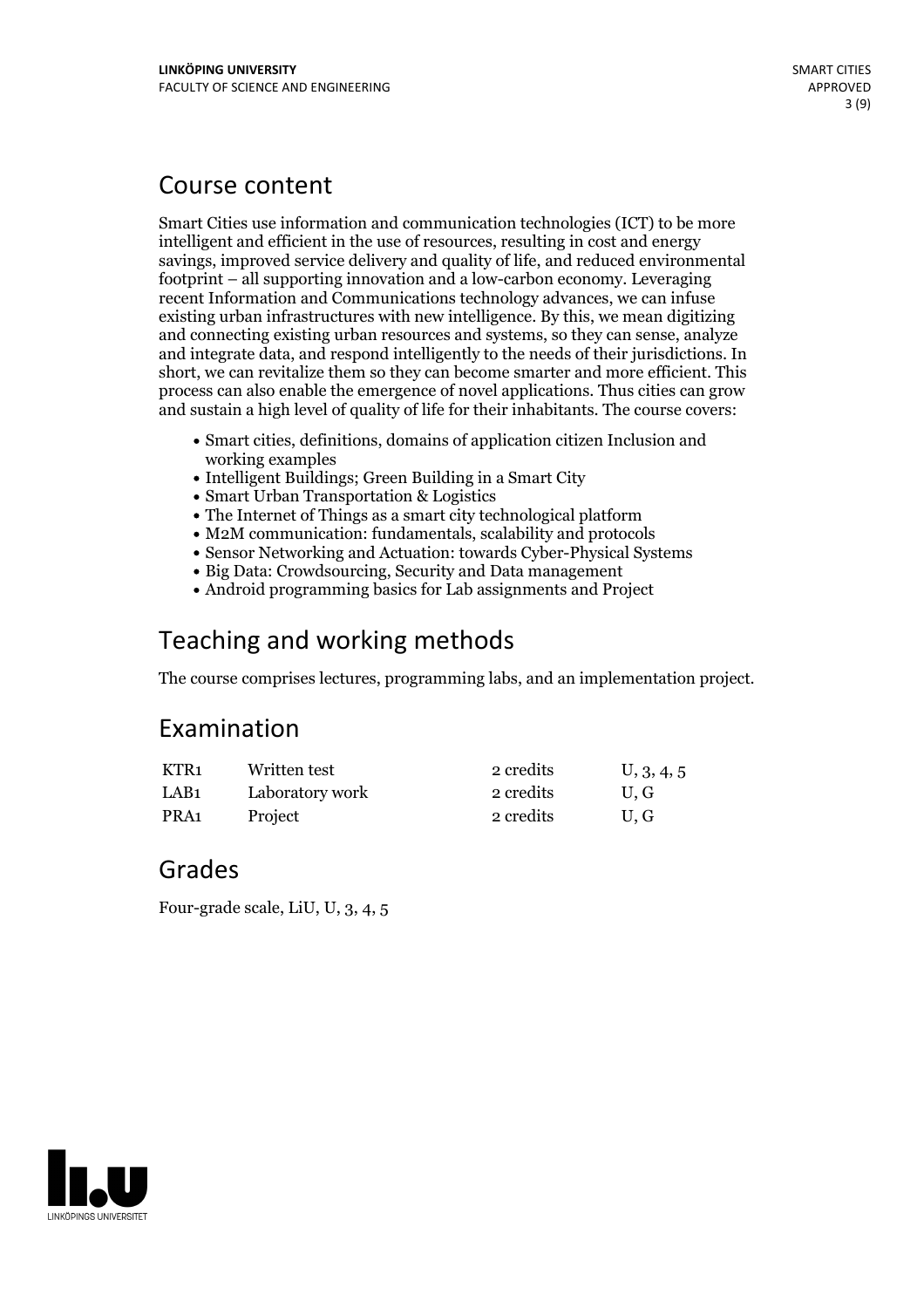## Course content

Smart Cities use information and communication technologies (ICT) to be more intelligent and efficient in the use of resources, resulting in cost and energy savings, improved service delivery and quality of life, and reduced environmental footprint – all supporting innovation and a low-carbon economy. Leveraging recent Information and Communications technology advances, we can infuse existing urban infrastructures with new intelligence. By this, we mean digitizing and connecting existing urban resources and systems, so they can sense, analyze and integrate data, and respond intelligently to the needs of their jurisdictions. In short, we can revitalize them so they can become smarter and more efficient. This process can also enable the emergence of novel applications. Thus cities can grow and sustain a high level of quality of life for their inhabitants. The course covers:

- Smart cities, definitions, domains of application citizen Inclusion and working examples
- Intelligent Buildings; Green Building in a Smart City
- Smart Urban Transportation & Logistics
- The Internet of Things as a smart city technological platform
- M2M communication: fundamentals, scalability and protocols
- Sensor Networking and Actuation: towards Cyber-Physical Systems
- Big Data: Crowdsourcing, Security and Data management
- Android programming basics for Lab assignments and Project

## Teaching and working methods

The course comprises lectures, programming labs, and an implementation project.

## Examination

| | | | |
|---|---|---|---|
| KTR1 | Written test | 2 credits | U, 3, 4, 5 |
| LAB1 | Laboratory work | 2 credits | U, G |
| PRA1 | Project | 2 credits | U, G |

## Grades

Four-grade scale, LiU, U, 3, 4, 5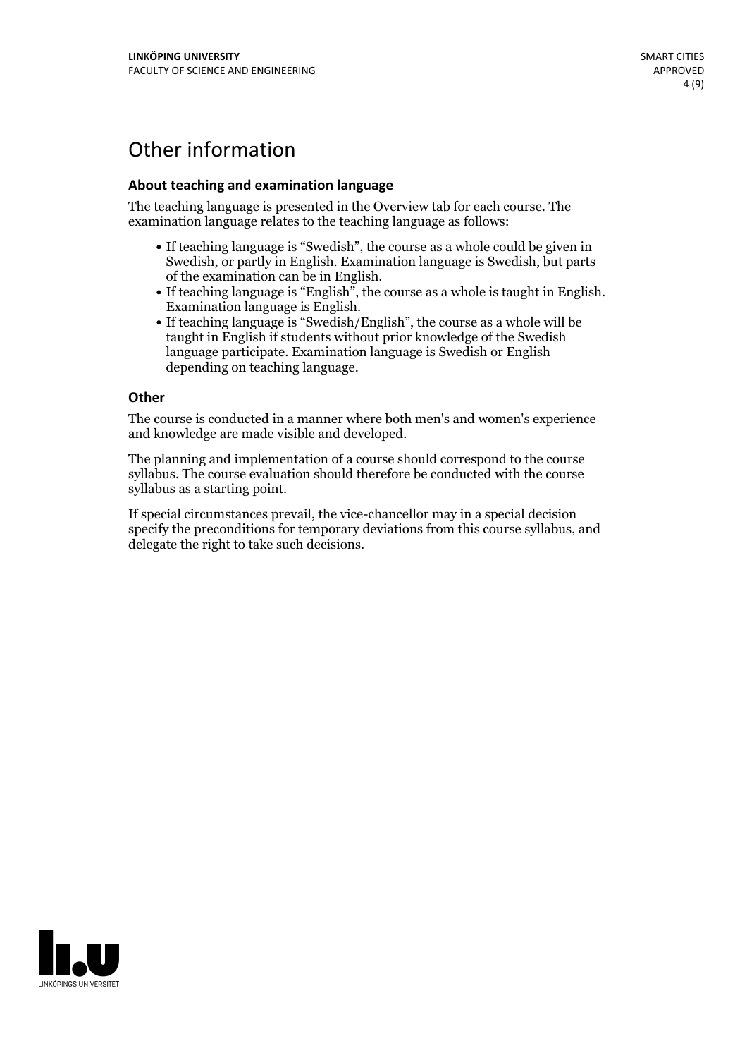# Other information

### About teaching and examination language

The teaching language is presented in the Overview tab for each course. The examination language relates to the teaching language as follows:

- If teaching language is "Swedish", the course as a whole could be given in Swedish, or partly in English. Examination language is Swedish, but parts of the examination can be in English.
- If teaching language is "English", the course as a whole is taught in English. Examination language is English.
- If teaching language is "Swedish/English", the course as a whole will be taught in English if students without prior knowledge of the Swedish language participate. Examination language is Swedish or English depending on teaching language.

### Other

The course is conducted in a manner where both men's and women's experience and knowledge are made visible and developed.

The planning and implementation of a course should correspond to the course syllabus. The course evaluation should therefore be conducted with the course syllabus as a starting point.

If special circumstances prevail, the vice-chancellor may in a special decision specify the preconditions for temporary deviations from this course syllabus, and delegate the right to take such decisions.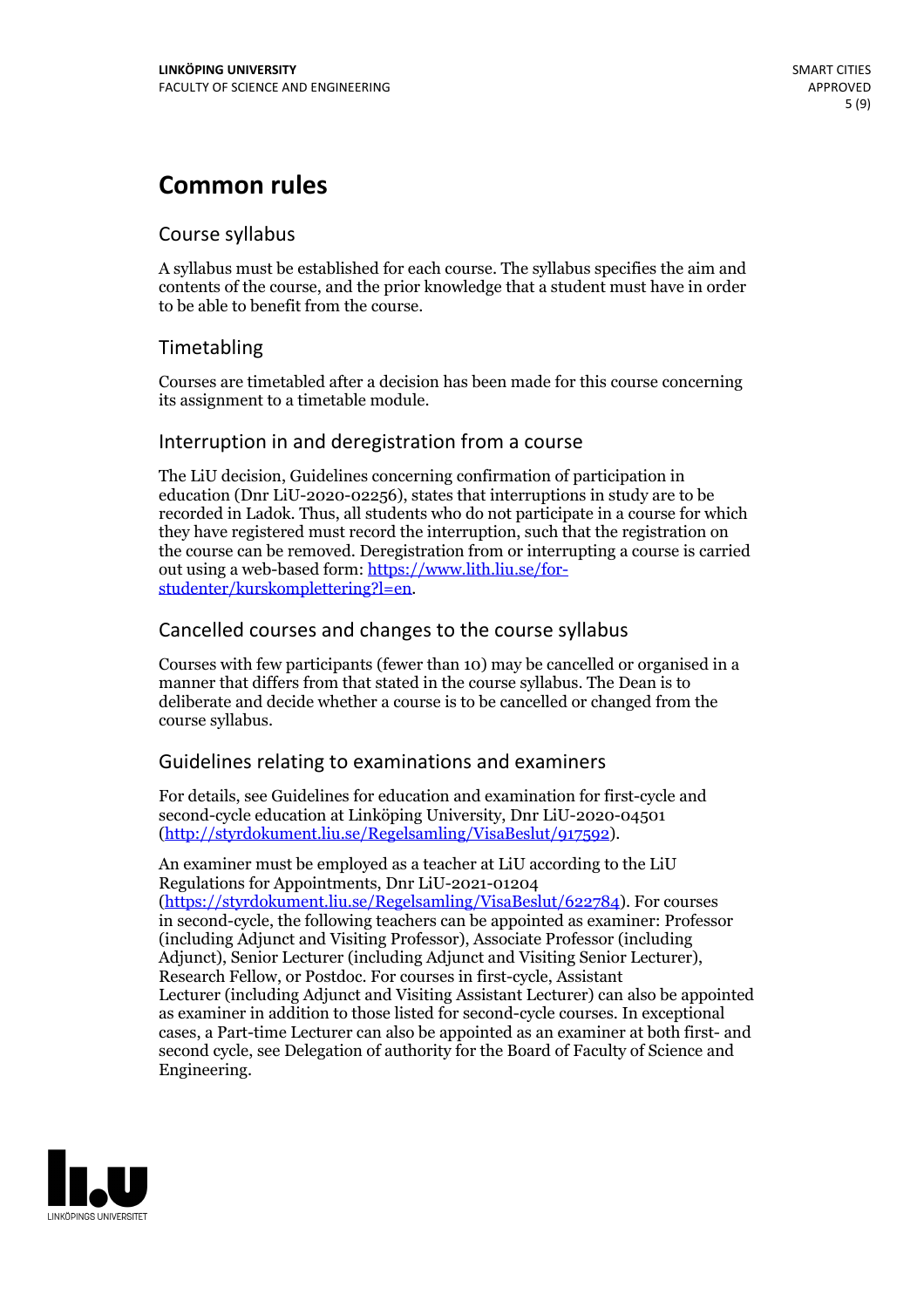# Common rules

## Course syllabus

A syllabus must be established for each course. The syllabus specifies the aim and contents of the course, and the prior knowledge that a student must have in order to be able to benefit from the course.

## Timetabling

Courses are timetabled after a decision has been made for this course concerning its assignment to a timetable module.

## Interruption in and deregistration from a course

The LiU decision, Guidelines concerning confirmation of participation in education (Dnr LiU-2020-02256), states that interruptions in study are to be recorded in Ladok. Thus, all students who do not participate in a course for which they have registered must record the interruption, such that the registration on the course can be removed. Deregistration from or interrupting a course is carried out using a web-based form: https://www.lith.liu.se/for-studenter/kurskomplettering?l=en.

## Cancelled courses and changes to the course syllabus

Courses with few participants (fewer than 10) may be cancelled or organised in a manner that differs from that stated in the course syllabus. The Dean is to deliberate and decide whether a course is to be cancelled or changed from the course syllabus.

## Guidelines relating to examinations and examiners

For details, see Guidelines for education and examination for first-cycle and second-cycle education at Linköping University, Dnr LiU-2020-04501 (http://styrdokument.liu.se/Regelsamling/VisaBeslut/917592).

An examiner must be employed as a teacher at LiU according to the LiU Regulations for Appointments, Dnr LiU-2021-01204 (https://styrdokument.liu.se/Regelsamling/VisaBeslut/622784). For courses in second-cycle, the following teachers can be appointed as examiner: Professor (including Adjunct and Visiting Professor), Associate Professor (including Adjunct), Senior Lecturer (including Adjunct and Visiting Senior Lecturer), Research Fellow, or Postdoc. For courses in first-cycle, Assistant Lecturer (including Adjunct and Visiting Assistant Lecturer) can also be appointed as examiner in addition to those listed for second-cycle courses. In exceptional cases, a Part-time Lecturer can also be appointed as an examiner at both first- and second cycle, see Delegation of authority for the Board of Faculty of Science and Engineering.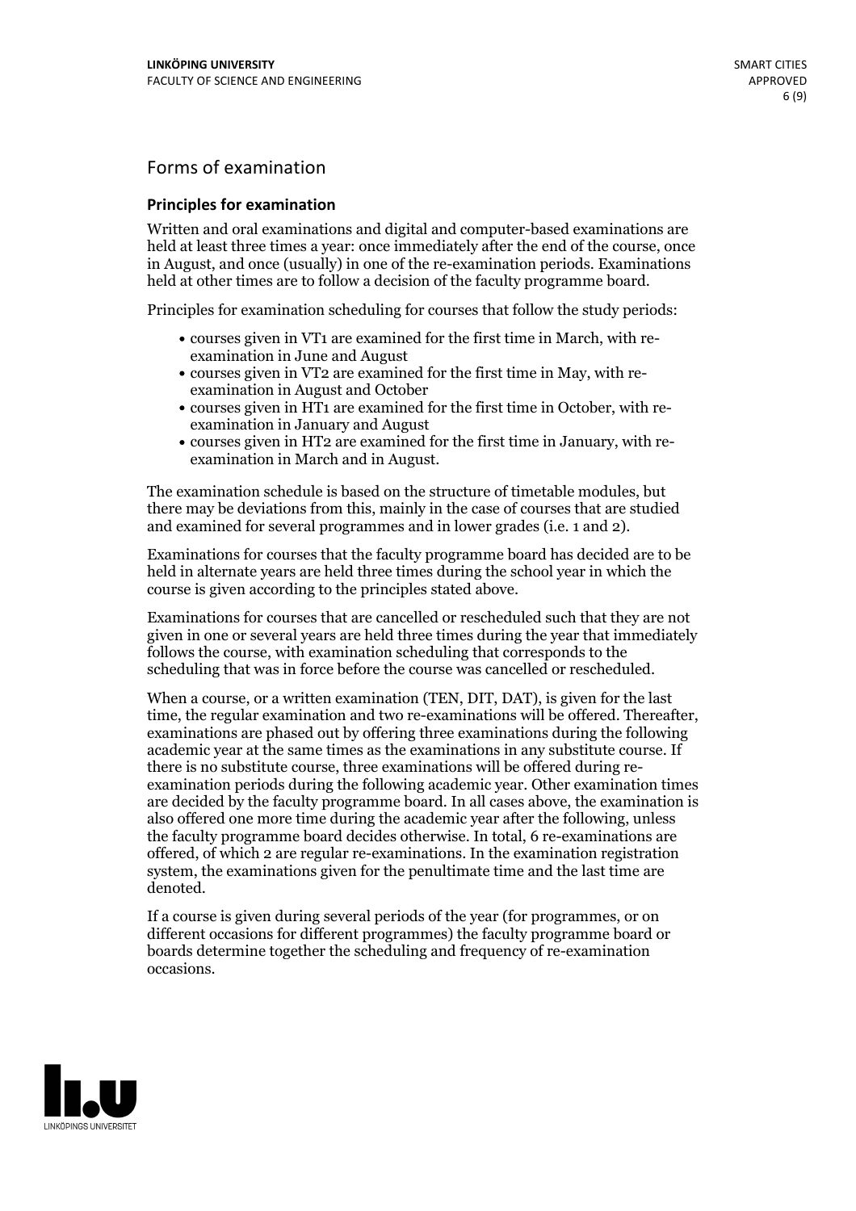## Forms of examination

### Principles for examination

Written and oral examinations and digital and computer-based examinations are held at least three times a year: once immediately after the end of the course, once in August, and once (usually) in one of the re-examination periods. Examinations held at other times are to follow a decision of the faculty programme board.

Principles for examination scheduling for courses that follow the study periods:

- courses given in VT1 are examined for the first time in March, with re-examination in June and August
- courses given in VT2 are examined for the first time in May, with re-examination in August and October
- courses given in HT1 are examined for the first time in October, with re-examination in January and August
- courses given in HT2 are examined for the first time in January, with re-examination in March and in August.

The examination schedule is based on the structure of timetable modules, but there may be deviations from this, mainly in the case of courses that are studied and examined for several programmes and in lower grades (i.e. 1 and 2).

Examinations for courses that the faculty programme board has decided are to be held in alternate years are held three times during the school year in which the course is given according to the principles stated above.

Examinations for courses that are cancelled or rescheduled such that they are not given in one or several years are held three times during the year that immediately follows the course, with examination scheduling that corresponds to the scheduling that was in force before the course was cancelled or rescheduled.

When a course, or a written examination (TEN, DIT, DAT), is given for the last time, the regular examination and two re-examinations will be offered. Thereafter, examinations are phased out by offering three examinations during the following academic year at the same times as the examinations in any substitute course. If there is no substitute course, three examinations will be offered during re-examination periods during the following academic year. Other examination times are decided by the faculty programme board. In all cases above, the examination is also offered one more time during the academic year after the following, unless the faculty programme board decides otherwise. In total, 6 re-examinations are offered, of which 2 are regular re-examinations. In the examination registration system, the examinations given for the penultimate time and the last time are denoted.

If a course is given during several periods of the year (for programmes, or on different occasions for different programmes) the faculty programme board or boards determine together the scheduling and frequency of re-examination occasions.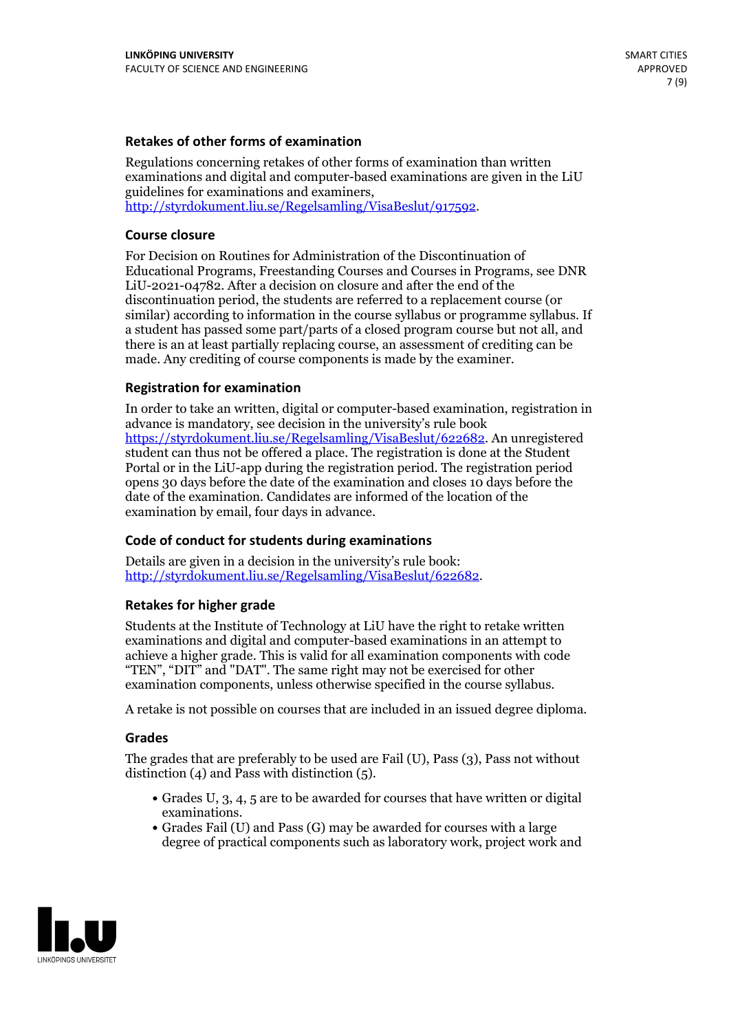### Retakes of other forms of examination

Regulations concerning retakes of other forms of examination than written examinations and digital and computer-based examinations are given in the LiU guidelines for examinations and examiners, http://styrdokument.liu.se/Regelsamling/VisaBeslut/917592.

### Course closure

For Decision on Routines for Administration of the Discontinuation of Educational Programs, Freestanding Courses and Courses in Programs, see DNR LiU-2021-04782. After a decision on closure and after the end of the discontinuation period, the students are referred to a replacement course (or similar) according to information in the course syllabus or programme syllabus. If a student has passed some part/parts of a closed program course but not all, and there is an at least partially replacing course, an assessment of crediting can be made. Any crediting of course components is made by the examiner.

### Registration for examination

In order to take an written, digital or computer-based examination, registration in advance is mandatory, see decision in the university's rule book https://styrdokument.liu.se/Regelsamling/VisaBeslut/622682. An unregistered student can thus not be offered a place. The registration is done at the Student Portal or in the LiU-app during the registration period. The registration period opens 30 days before the date of the examination and closes 10 days before the date of the examination. Candidates are informed of the location of the examination by email, four days in advance.

### Code of conduct for students during examinations

Details are given in a decision in the university's rule book: http://styrdokument.liu.se/Regelsamling/VisaBeslut/622682.

### Retakes for higher grade

Students at the Institute of Technology at LiU have the right to retake written examinations and digital and computer-based examinations in an attempt to achieve a higher grade. This is valid for all examination components with code "TEN", "DIT" and "DAT". The same right may not be exercised for other examination components, unless otherwise specified in the course syllabus.

A retake is not possible on courses that are included in an issued degree diploma.

### Grades

The grades that are preferably to be used are Fail (U), Pass (3), Pass not without distinction (4) and Pass with distinction (5).

- Grades U, 3, 4, 5 are to be awarded for courses that have written or digital examinations.
- Grades Fail (U) and Pass (G) may be awarded for courses with a large degree of practical components such as laboratory work, project work and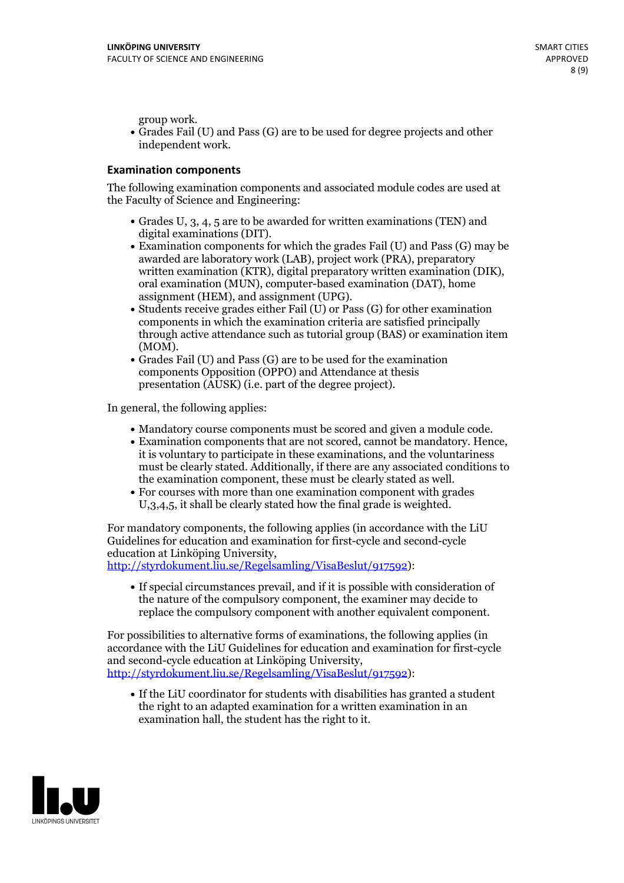group work.
- Grades Fail (U) and Pass (G) are to be used for degree projects and other independent work.

### Examination components

The following examination components and associated module codes are used at the Faculty of Science and Engineering:

- Grades U, 3, 4, 5 are to be awarded for written examinations (TEN) and digital examinations (DIT).
- Examination components for which the grades Fail (U) and Pass (G) may be awarded are laboratory work (LAB), project work (PRA), preparatory written examination (KTR), digital preparatory written examination (DIK), oral examination (MUN), computer-based examination (DAT), home assignment (HEM), and assignment (UPG).
- Students receive grades either Fail (U) or Pass (G) for other examination components in which the examination criteria are satisfied principally through active attendance such as tutorial group (BAS) or examination item (MOM).
- Grades Fail (U) and Pass (G) are to be used for the examination components Opposition (OPPO) and Attendance at thesis presentation (AUSK) (i.e. part of the degree project).

In general, the following applies:

- Mandatory course components must be scored and given a module code.
- Examination components that are not scored, cannot be mandatory. Hence, it is voluntary to participate in these examinations, and the voluntariness must be clearly stated. Additionally, if there are any associated conditions to the examination component, these must be clearly stated as well.
- For courses with more than one examination component with grades U,3,4,5, it shall be clearly stated how the final grade is weighted.

For mandatory components, the following applies (in accordance with the LiU Guidelines for education and examination for first-cycle and second-cycle education at Linköping University, http://styrdokument.liu.se/Regelsamling/VisaBeslut/917592):

- If special circumstances prevail, and if it is possible with consideration of the nature of the compulsory component, the examiner may decide to replace the compulsory component with another equivalent component.

For possibilities to alternative forms of examinations, the following applies (in accordance with the LiU Guidelines for education and examination for first-cycle and second-cycle education at Linköping University, http://styrdokument.liu.se/Regelsamling/VisaBeslut/917592):

- If the LiU coordinator for students with disabilities has granted a student the right to an adapted examination for a written examination in an examination hall, the student has the right to it.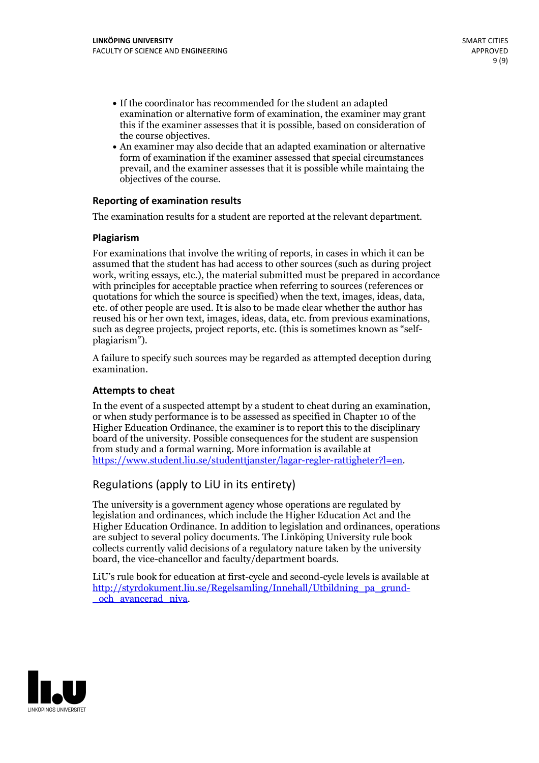- If the coordinator has recommended for the student an adapted examination or alternative form of examination, the examiner may grant this if the examiner assesses that it is possible, based on consideration of the course objectives.
- An examiner may also decide that an adapted examination or alternative form of examination if the examiner assessed that special circumstances prevail, and the examiner assesses that it is possible while maintaing the objectives of the course.

### Reporting of examination results

The examination results for a student are reported at the relevant department.

### Plagiarism

For examinations that involve the writing of reports, in cases in which it can be assumed that the student has had access to other sources (such as during project work, writing essays, etc.), the material submitted must be prepared in accordance with principles for acceptable practice when referring to sources (references or quotations for which the source is specified) when the text, images, ideas, data, etc. of other people are used. It is also to be made clear whether the author has reused his or her own text, images, ideas, data, etc. from previous examinations, such as degree projects, project reports, etc. (this is sometimes known as "self-plagiarism").

A failure to specify such sources may be regarded as attempted deception during examination.

### Attempts to cheat

In the event of a suspected attempt by a student to cheat during an examination, or when study performance is to be assessed as specified in Chapter 10 of the Higher Education Ordinance, the examiner is to report this to the disciplinary board of the university. Possible consequences for the student are suspension from study and a formal warning. More information is available at https://www.student.liu.se/studenttjanster/lagar-regler-rattigheter?l=en.

## Regulations (apply to LiU in its entirety)

The university is a government agency whose operations are regulated by legislation and ordinances, which include the Higher Education Act and the Higher Education Ordinance. In addition to legislation and ordinances, operations are subject to several policy documents. The Linköping University rule book collects currently valid decisions of a regulatory nature taken by the university board, the vice-chancellor and faculty/department boards.

LiU's rule book for education at first-cycle and second-cycle levels is available at http://styrdokument.liu.se/Regelsamling/Innehall/Utbildning_pa_grund-_och_avancerad_niva.